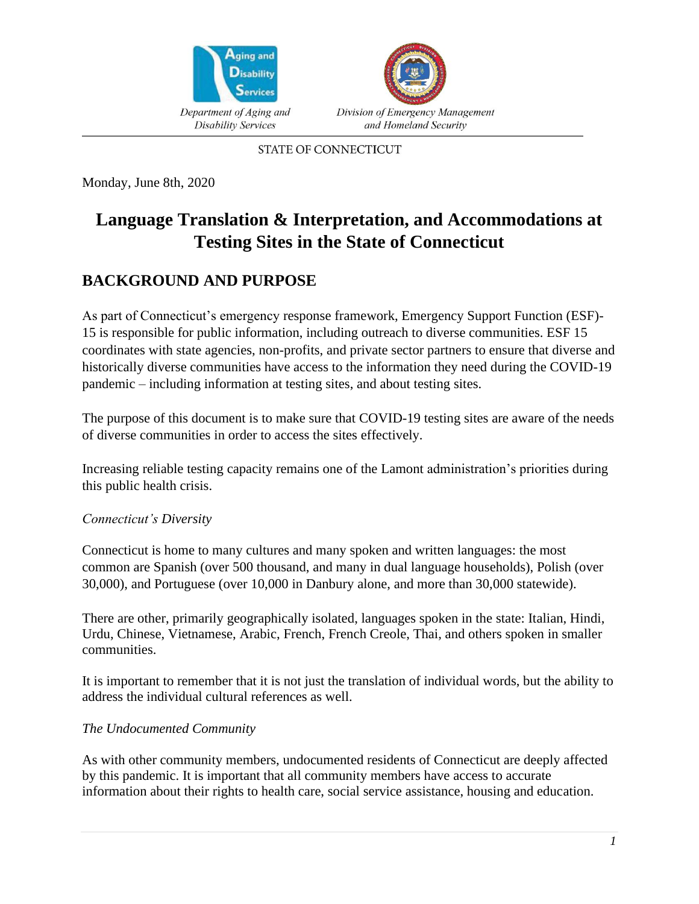Department of Aging and Disability Services

Division of Emergency Management and Homeland Security

STATE OF CONNECTICUT

Monday, June 8th, 2020

# Language Translation & Interpretation, and Accommodations at Testing Sites in the State of Connecticut

## BACKGROUND AND PURPOSE

As part of Connecticut's emergency response framework, Emergency Support Function (ESF)-15 is responsible for public information, including outreach to diverse communities. ESF 15 coordinates with state agencies, non-profits, and private sector partners to ensure that diverse and historically diverse communities have access to the information they need during the COVID-19 pandemic – including information at testing sites, and about testing sites.

The purpose of this document is to make sure that COVID-19 testing sites are aware of the needs of diverse communities in order to access the sites effectively.

Increasing reliable testing capacity remains one of the Lamont administration's priorities during this public health crisis.

*Connecticut's Diversity*

Connecticut is home to many cultures and many spoken and written languages: the most common are Spanish (over 500 thousand, and many in dual language households), Polish (over 30,000), and Portuguese (over 10,000 in Danbury alone, and more than 30,000 statewide).

There are other, primarily geographically isolated, languages spoken in the state: Italian, Hindi, Urdu, Chinese, Vietnamese, Arabic, French, French Creole, Thai, and others spoken in smaller communities.

It is important to remember that it is not just the translation of individual words, but the ability to address the individual cultural references as well.

*The Undocumented Community*

As with other community members, undocumented residents of Connecticut are deeply affected by this pandemic. It is important that all community members have access to accurate information about their rights to health care, social service assistance, housing and education.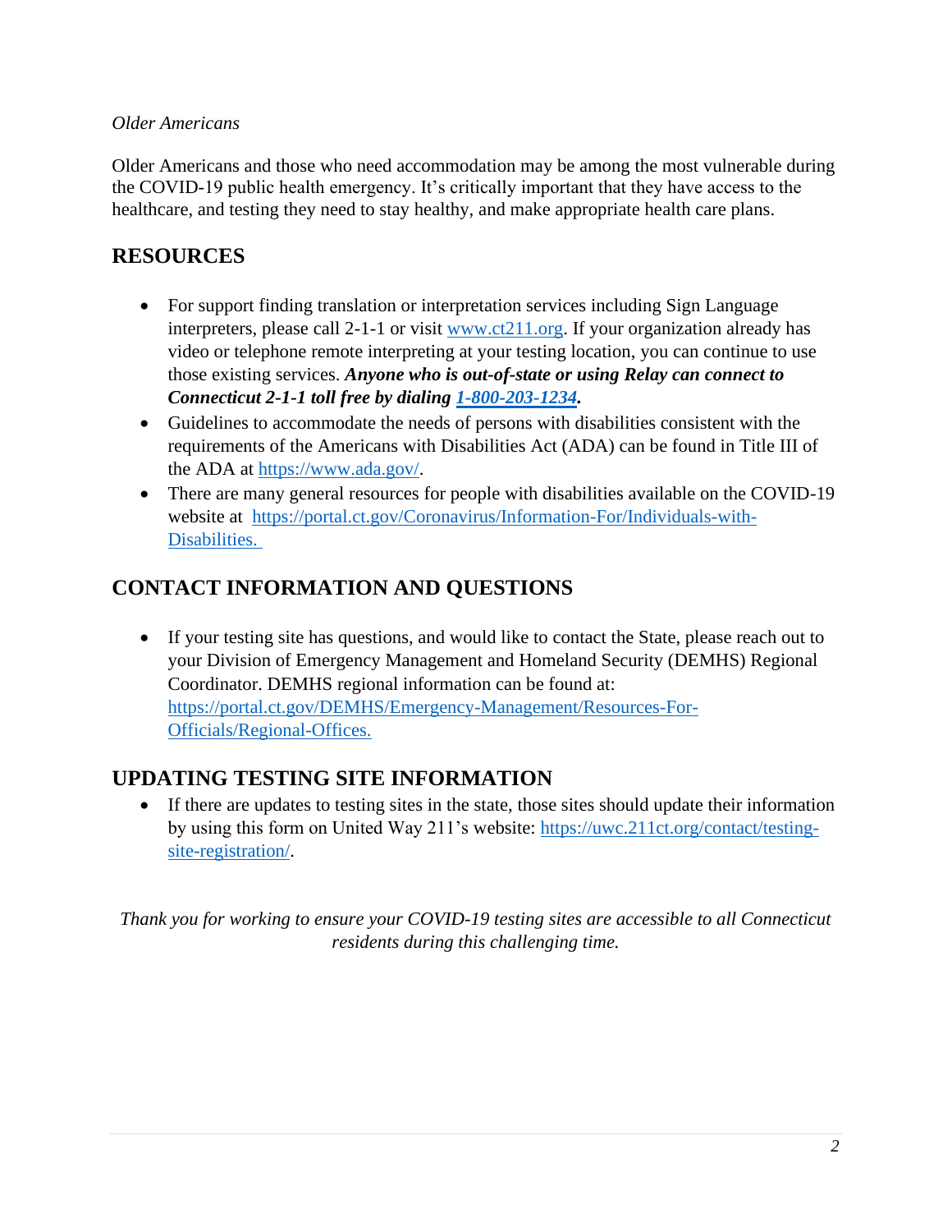*Older Americans*

Older Americans and those who need accommodation may be among the most vulnerable during the COVID-19 public health emergency. It's critically important that they have access to the healthcare, and testing they need to stay healthy, and make appropriate health care plans.

## RESOURCES

- For support finding translation or interpretation services including Sign Language interpreters, please call 2-1-1 or visit [www.ct211.org](www.ct211.org). If your organization already has video or telephone remote interpreting at your testing location, you can continue to use those existing services. ***Anyone who is out-of-state or using Relay can connect to Connecticut 2-1-1 toll free by dialing [1-800-203-1234](1-800-203-1234).***
- Guidelines to accommodate the needs of persons with disabilities consistent with the requirements of the Americans with Disabilities Act (ADA) can be found in Title III of the ADA at [https://www.ada.gov/](https://www.ada.gov/).
- There are many general resources for people with disabilities available on the COVID-19 website at [https://portal.ct.gov/Coronavirus/Information-For/Individuals-with-Disabilities.](https://portal.ct.gov/Coronavirus/Information-For/Individuals-with-Disabilities)

## CONTACT INFORMATION AND QUESTIONS

- If your testing site has questions, and would like to contact the State, please reach out to your Division of Emergency Management and Homeland Security (DEMHS) Regional Coordinator. DEMHS regional information can be found at: [https://portal.ct.gov/DEMHS/Emergency-Management/Resources-For-Officials/Regional-Offices.](https://portal.ct.gov/DEMHS/Emergency-Management/Resources-For-Officials/Regional-Offices)

## UPDATING TESTING SITE INFORMATION

- If there are updates to testing sites in the state, those sites should update their information by using this form on United Way 211's website: [https://uwc.211ct.org/contact/testing-site-registration/](https://uwc.211ct.org/contact/testing-site-registration/).

*Thank you for working to ensure your COVID-19 testing sites are accessible to all Connecticut residents during this challenging time.*